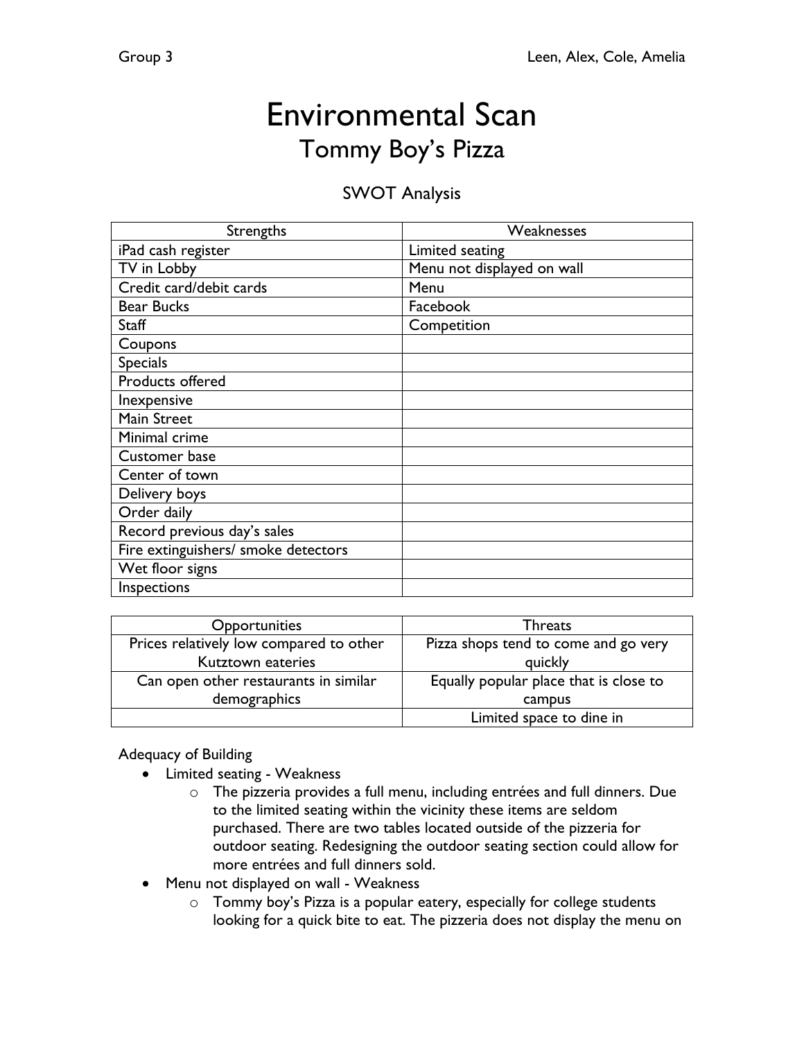Group 3 — Leen, Alex, Cole, Amelia

# Environmental Scan

## Tommy Boy's Pizza

### SWOT Analysis

| Strengths | Weaknesses |
|---|---|
| iPad cash register | Limited seating |
| TV in Lobby | Menu not displayed on wall |
| Credit card/debit cards | Menu |
| Bear Bucks | Facebook |
| Staff | Competition |
| Coupons | |
| Specials | |
| Products offered | |
| Inexpensive | |
| Main Street | |
| Minimal crime | |
| Customer base | |
| Center of town | |
| Delivery boys | |
| Order daily | |
| Record previous day's sales | |
| Fire extinguishers/ smoke detectors | |
| Wet floor signs | |
| Inspections | |

| Opportunities | Threats |
|---|---|
| Prices relatively low compared to other Kutztown eateries | Pizza shops tend to come and go very quickly |
| Can open other restaurants in similar demographics | Equally popular place that is close to campus |
| | Limited space to dine in |

Adequacy of Building

- Limited seating - Weakness
  - The pizzeria provides a full menu, including entrées and full dinners. Due to the limited seating within the vicinity these items are seldom purchased. There are two tables located outside of the pizzeria for outdoor seating. Redesigning the outdoor seating section could allow for more entrées and full dinners sold.
- Menu not displayed on wall - Weakness
  - Tommy boy's Pizza is a popular eatery, especially for college students looking for a quick bite to eat. The pizzeria does not display the menu on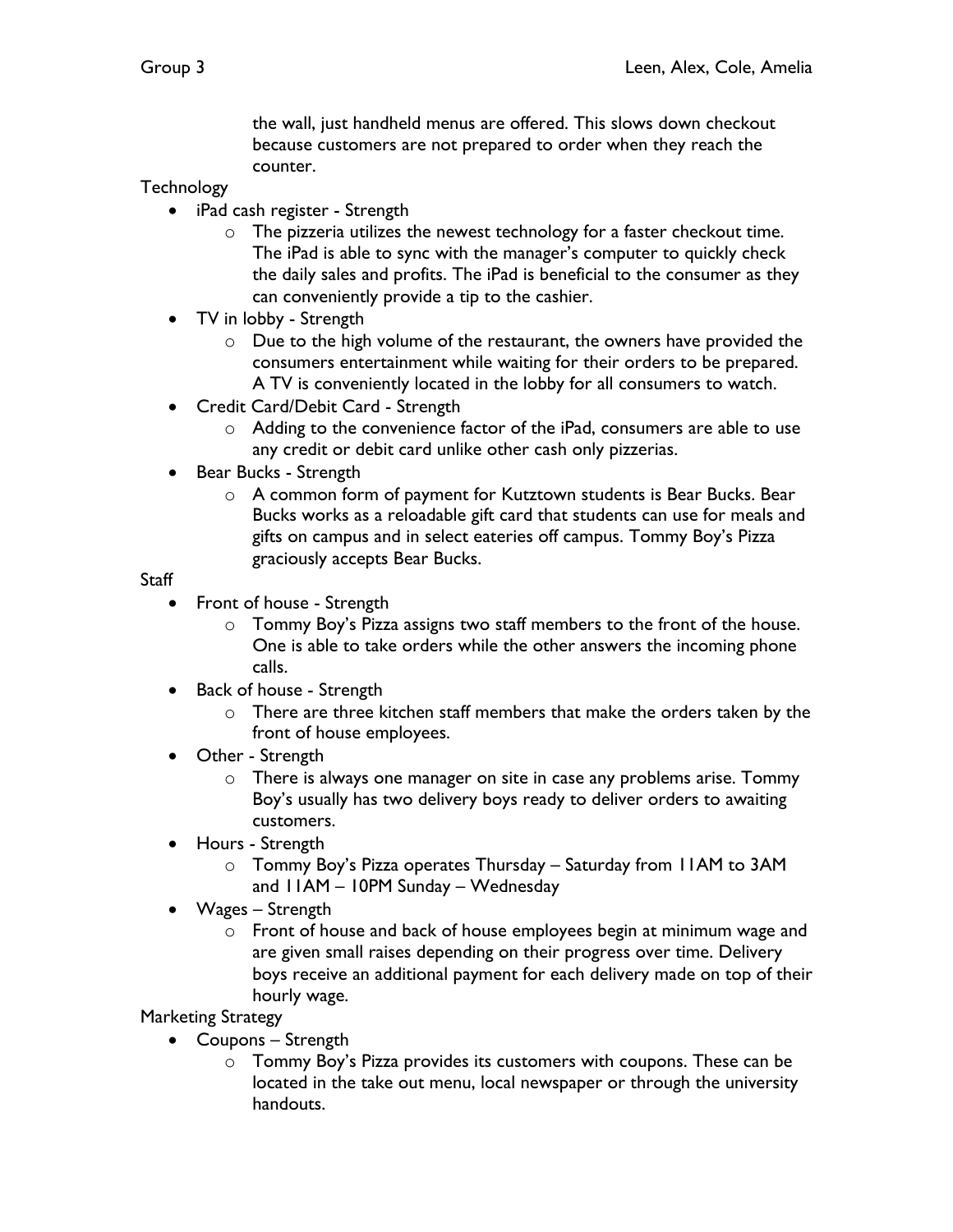the wall, just handheld menus are offered. This slows down checkout because customers are not prepared to order when they reach the counter.

Technology

- iPad cash register - Strength
  - The pizzeria utilizes the newest technology for a faster checkout time. The iPad is able to sync with the manager's computer to quickly check the daily sales and profits. The iPad is beneficial to the consumer as they can conveniently provide a tip to the cashier.
- TV in lobby - Strength
  - Due to the high volume of the restaurant, the owners have provided the consumers entertainment while waiting for their orders to be prepared. A TV is conveniently located in the lobby for all consumers to watch.
- Credit Card/Debit Card - Strength
  - Adding to the convenience factor of the iPad, consumers are able to use any credit or debit card unlike other cash only pizzerias.
- Bear Bucks - Strength
  - A common form of payment for Kutztown students is Bear Bucks. Bear Bucks works as a reloadable gift card that students can use for meals and gifts on campus and in select eateries off campus. Tommy Boy's Pizza graciously accepts Bear Bucks.

Staff

- Front of house - Strength
  - Tommy Boy's Pizza assigns two staff members to the front of the house. One is able to take orders while the other answers the incoming phone calls.
- Back of house - Strength
  - There are three kitchen staff members that make the orders taken by the front of house employees.
- Other - Strength
  - There is always one manager on site in case any problems arise. Tommy Boy's usually has two delivery boys ready to deliver orders to awaiting customers.
- Hours - Strength
  - Tommy Boy's Pizza operates Thursday – Saturday from 11AM to 3AM and 11AM – 10PM Sunday – Wednesday
- Wages – Strength
  - Front of house and back of house employees begin at minimum wage and are given small raises depending on their progress over time. Delivery boys receive an additional payment for each delivery made on top of their hourly wage.

Marketing Strategy

- Coupons – Strength
  - Tommy Boy's Pizza provides its customers with coupons. These can be located in the take out menu, local newspaper or through the university handouts.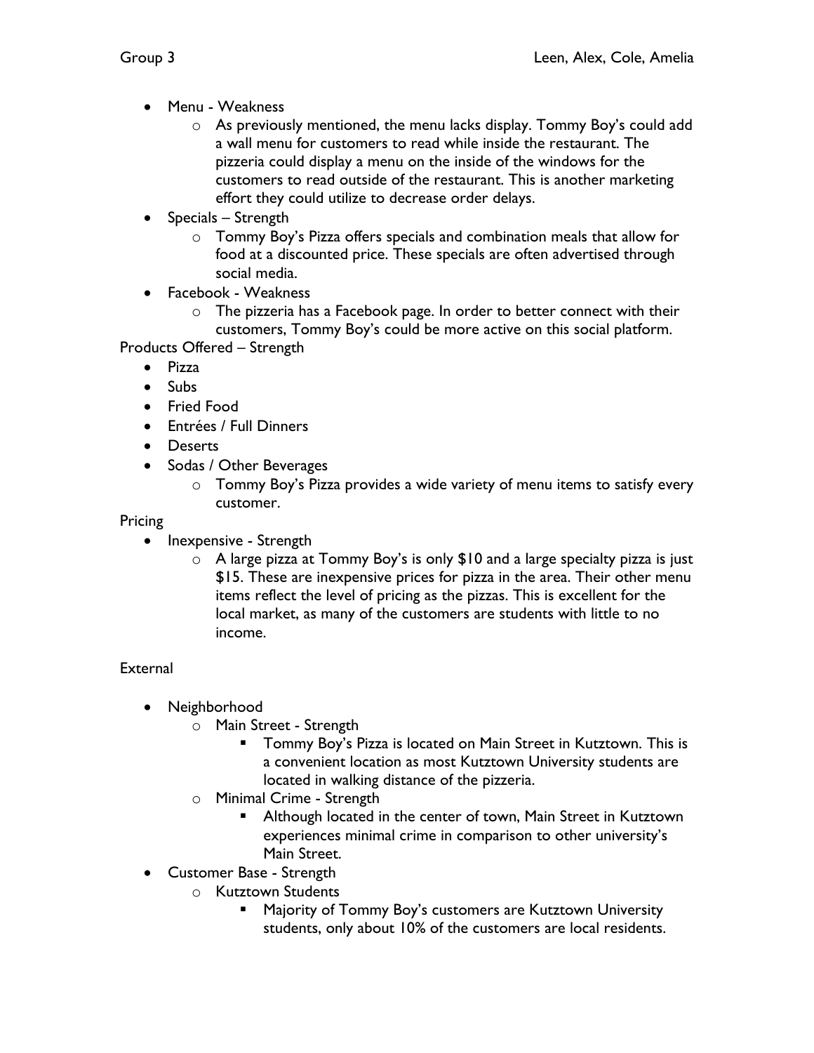- Menu - Weakness
  - As previously mentioned, the menu lacks display. Tommy Boy's could add a wall menu for customers to read while inside the restaurant. The pizzeria could display a menu on the inside of the windows for the customers to read outside of the restaurant. This is another marketing effort they could utilize to decrease order delays.
- Specials – Strength
  - Tommy Boy's Pizza offers specials and combination meals that allow for food at a discounted price. These specials are often advertised through social media.
- Facebook - Weakness
  - The pizzeria has a Facebook page. In order to better connect with their customers, Tommy Boy's could be more active on this social platform.

Products Offered – Strength

- Pizza
- Subs
- Fried Food
- Entrées / Full Dinners
- Deserts
- Sodas / Other Beverages
  - Tommy Boy's Pizza provides a wide variety of menu items to satisfy every customer.

Pricing

- Inexpensive - Strength
  - A large pizza at Tommy Boy's is only $10 and a large specialty pizza is just $15. These are inexpensive prices for pizza in the area. Their other menu items reflect the level of pricing as the pizzas. This is excellent for the local market, as many of the customers are students with little to no income.

External

- Neighborhood
  - Main Street - Strength
    - Tommy Boy's Pizza is located on Main Street in Kutztown. This is a convenient location as most Kutztown University students are located in walking distance of the pizzeria.
  - Minimal Crime - Strength
    - Although located in the center of town, Main Street in Kutztown experiences minimal crime in comparison to other university's Main Street.
- Customer Base - Strength
  - Kutztown Students
    - Majority of Tommy Boy's customers are Kutztown University students, only about 10% of the customers are local residents.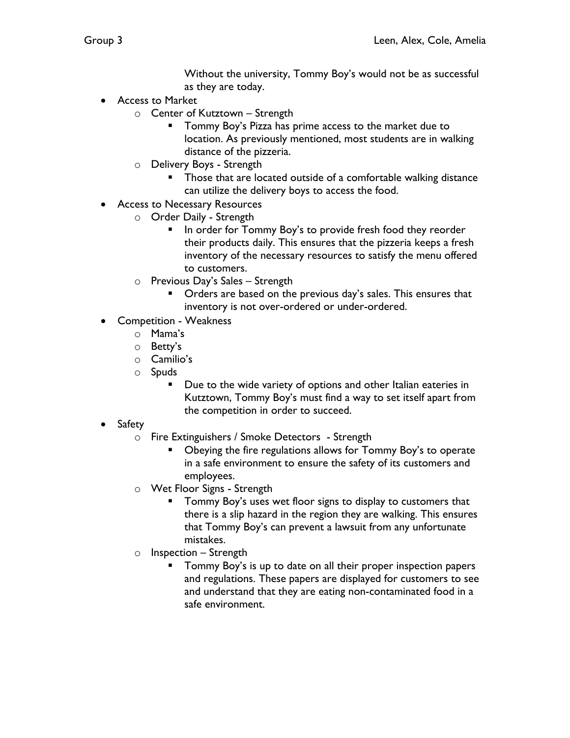Without the university, Tommy Boy's would not be as successful as they are today.

- Access to Market
  - Center of Kutztown – Strength
    - Tommy Boy's Pizza has prime access to the market due to location. As previously mentioned, most students are in walking distance of the pizzeria.
  - Delivery Boys - Strength
    - Those that are located outside of a comfortable walking distance can utilize the delivery boys to access the food.
- Access to Necessary Resources
  - Order Daily - Strength
    - In order for Tommy Boy's to provide fresh food they reorder their products daily. This ensures that the pizzeria keeps a fresh inventory of the necessary resources to satisfy the menu offered to customers.
  - Previous Day's Sales – Strength
    - Orders are based on the previous day's sales. This ensures that inventory is not over-ordered or under-ordered.
- Competition - Weakness
  - Mama's
  - Betty's
  - Camilio's
  - Spuds
    - Due to the wide variety of options and other Italian eateries in Kutztown, Tommy Boy's must find a way to set itself apart from the competition in order to succeed.
- Safety
  - Fire Extinguishers / Smoke Detectors - Strength
    - Obeying the fire regulations allows for Tommy Boy's to operate in a safe environment to ensure the safety of its customers and employees.
  - Wet Floor Signs - Strength
    - Tommy Boy's uses wet floor signs to display to customers that there is a slip hazard in the region they are walking. This ensures that Tommy Boy's can prevent a lawsuit from any unfortunate mistakes.
  - Inspection – Strength
    - Tommy Boy's is up to date on all their proper inspection papers and regulations. These papers are displayed for customers to see and understand that they are eating non-contaminated food in a safe environment.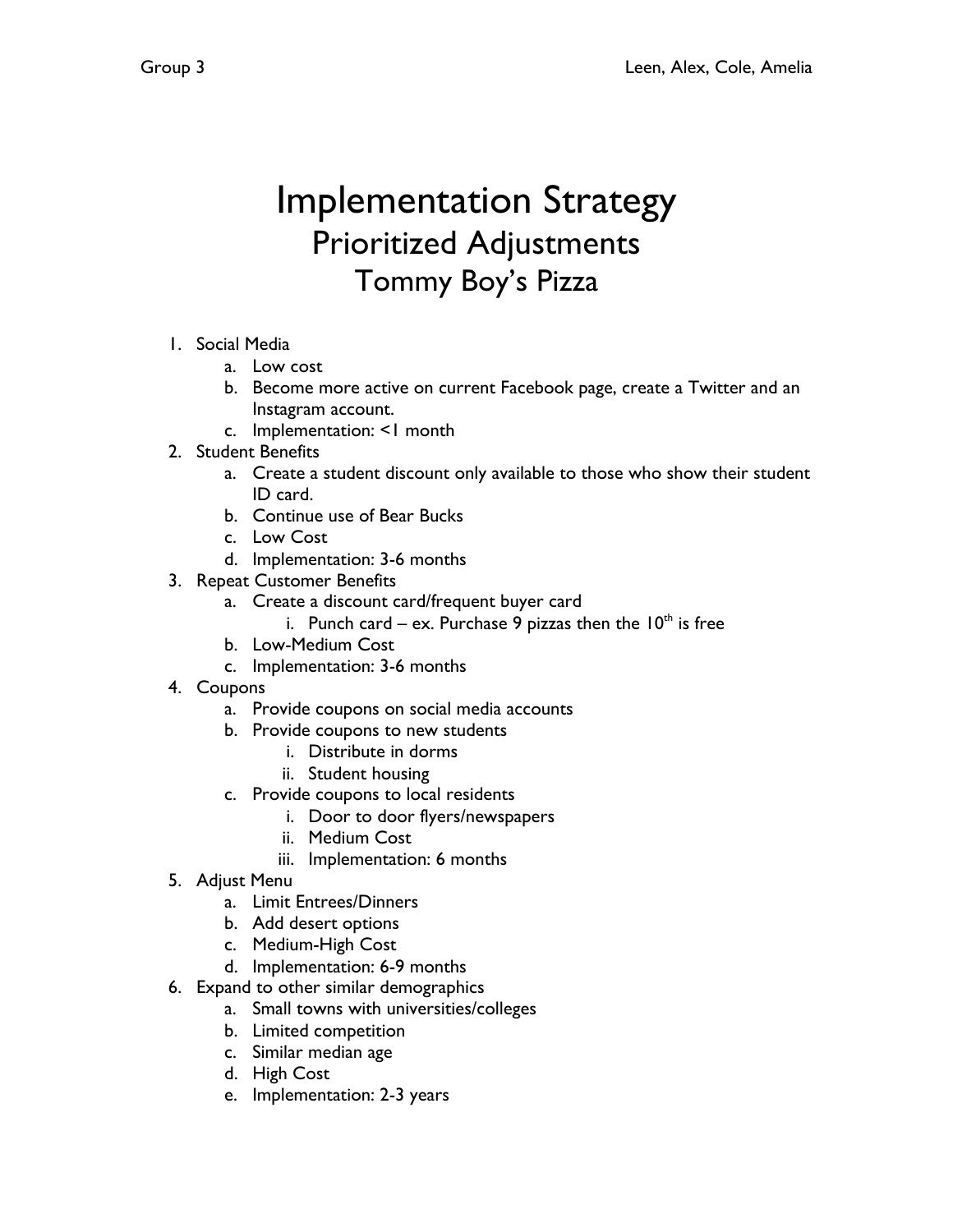# Implementation Strategy

## Prioritized Adjustments

## Tommy Boy's Pizza

1. Social Media
    a. Low cost
    b. Become more active on current Facebook page, create a Twitter and an Instagram account.
    c. Implementation: <1 month
2. Student Benefits
    a. Create a student discount only available to those who show their student ID card.
    b. Continue use of Bear Bucks
    c. Low Cost
    d. Implementation: 3-6 months
3. Repeat Customer Benefits
    a. Create a discount card/frequent buyer card
        i. Punch card – ex. Purchase 9 pizzas then the 10th is free
    b. Low-Medium Cost
    c. Implementation: 3-6 months
4. Coupons
    a. Provide coupons on social media accounts
    b. Provide coupons to new students
        i. Distribute in dorms
        ii. Student housing
    c. Provide coupons to local residents
        i. Door to door flyers/newspapers
        ii. Medium Cost
        iii. Implementation: 6 months
5. Adjust Menu
    a. Limit Entrees/Dinners
    b. Add desert options
    c. Medium-High Cost
    d. Implementation: 6-9 months
6. Expand to other similar demographics
    a. Small towns with universities/colleges
    b. Limited competition
    c. Similar median age
    d. High Cost
    e. Implementation: 2-3 years